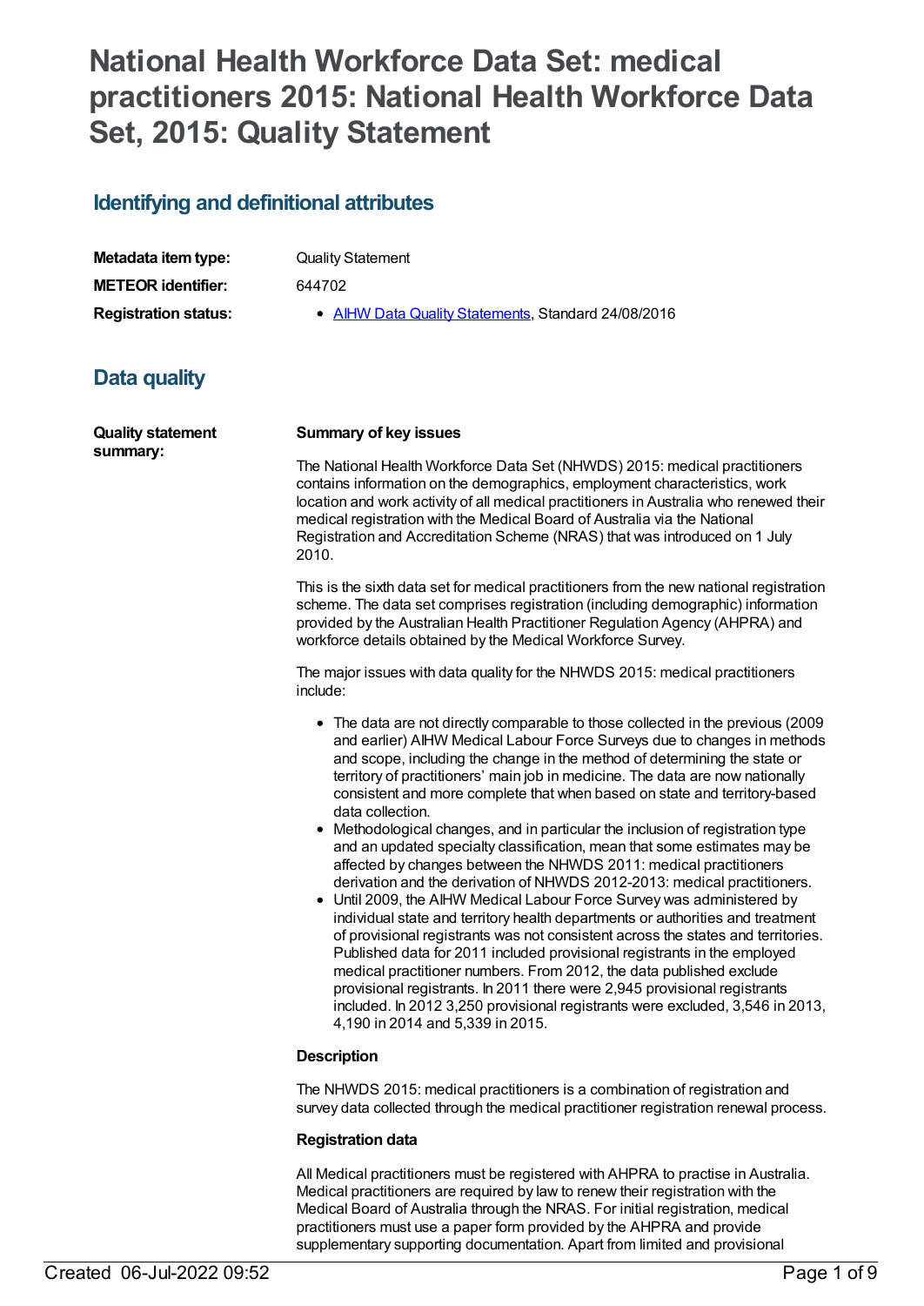# National Health Workforce Data Set: medical practitioners 2015: National Health Workforce Data Set, 2015: Quality Statement

## Identifying and definitional attributes

| | |
|---|---|
| **Metadata item type:** | Quality Statement |
| **METEOR identifier:** | 644702 |
| **Registration status:** | • AIHW Data Quality Statements, Standard 24/08/2016 |

## Data quality

**Quality statement summary:**

**Summary of key issues**

The National Health Workforce Data Set (NHWDS) 2015: medical practitioners contains information on the demographics, employment characteristics, work location and work activity of all medical practitioners in Australia who renewed their medical registration with the Medical Board of Australia via the National Registration and Accreditation Scheme (NRAS) that was introduced on 1 July 2010.

This is the sixth data set for medical practitioners from the new national registration scheme. The data set comprises registration (including demographic) information provided by the Australian Health Practitioner Regulation Agency (AHPRA) and workforce details obtained by the Medical Workforce Survey.

The major issues with data quality for the NHWDS 2015: medical practitioners include:

- The data are not directly comparable to those collected in the previous (2009 and earlier) AIHW Medical Labour Force Surveys due to changes in methods and scope, including the change in the method of determining the state or territory of practitioners' main job in medicine. The data are now nationally consistent and more complete that when based on state and territory-based data collection.
- Methodological changes, and in particular the inclusion of registration type and an updated specialty classification, mean that some estimates may be affected by changes between the NHWDS 2011: medical practitioners derivation and the derivation of NHWDS 2012-2013: medical practitioners.
- Until 2009, the AIHW Medical Labour Force Survey was administered by individual state and territory health departments or authorities and treatment of provisional registrants was not consistent across the states and territories. Published data for 2011 included provisional registrants in the employed medical practitioner numbers. From 2012, the data published exclude provisional registrants. In 2011 there were 2,945 provisional registrants included. In 2012 3,250 provisional registrants were excluded, 3,546 in 2013, 4,190 in 2014 and 5,339 in 2015.

**Description**

The NHWDS 2015: medical practitioners is a combination of registration and survey data collected through the medical practitioner registration renewal process.

**Registration data**

All Medical practitioners must be registered with AHPRA to practise in Australia. Medical practitioners are required by law to renew their registration with the Medical Board of Australia through the NRAS. For initial registration, medical practitioners must use a paper form provided by the AHPRA and provide supplementary supporting documentation. Apart from limited and provisional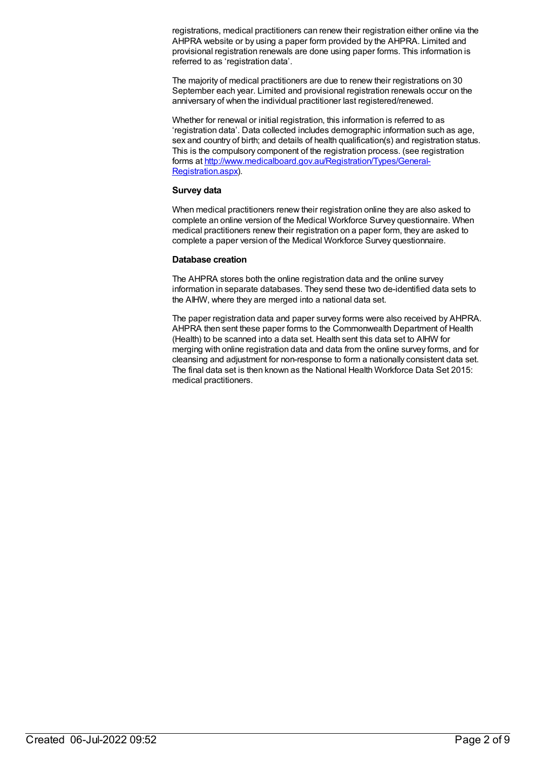registrations, medical practitioners can renew their registration either online via the AHPRA website or by using a paper form provided by the AHPRA. Limited and provisional registration renewals are done using paper forms. This information is referred to as 'registration data'.

The majority of medical practitioners are due to renew their registrations on 30 September each year. Limited and provisional registration renewals occur on the anniversary of when the individual practitioner last registered/renewed.

Whether for renewal or initial registration, this information is referred to as 'registration data'. Data collected includes demographic information such as age, sex and country of birth; and details of health qualification(s) and registration status. This is the compulsory component of the registration process. (see registration forms at [http://www.medicalboard.gov.au/Registration/Types/General-Registration.aspx](http://www.medicalboard.gov.au/Registration/Types/General-Registration.aspx)).

**Survey data**

When medical practitioners renew their registration online they are also asked to complete an online version of the Medical Workforce Survey questionnaire. When medical practitioners renew their registration on a paper form, they are asked to complete a paper version of the Medical Workforce Survey questionnaire.

**Database creation**

The AHPRA stores both the online registration data and the online survey information in separate databases. They send these two de-identified data sets to the AIHW, where they are merged into a national data set.

The paper registration data and paper survey forms were also received by AHPRA. AHPRA then sent these paper forms to the Commonwealth Department of Health (Health) to be scanned into a data set. Health sent this data set to AIHW for merging with online registration data and data from the online survey forms, and for cleansing and adjustment for non-response to form a nationally consistent data set. The final data set is then known as the National Health Workforce Data Set 2015: medical practitioners.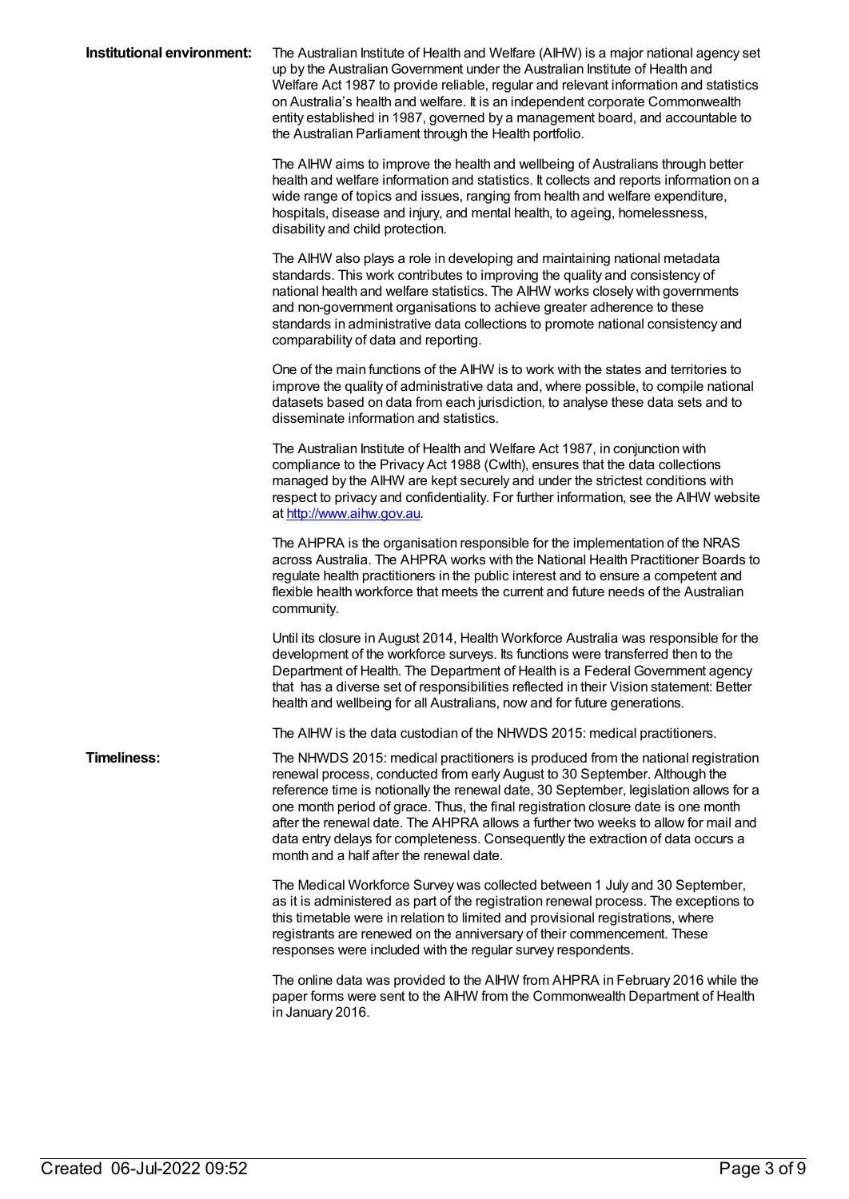**Institutional environment:**

The Australian Institute of Health and Welfare (AIHW) is a major national agency set up by the Australian Government under the Australian Institute of Health and Welfare Act 1987 to provide reliable, regular and relevant information and statistics on Australia's health and welfare. It is an independent corporate Commonwealth entity established in 1987, governed by a management board, and accountable to the Australian Parliament through the Health portfolio.

The AIHW aims to improve the health and wellbeing of Australians through better health and welfare information and statistics. It collects and reports information on a wide range of topics and issues, ranging from health and welfare expenditure, hospitals, disease and injury, and mental health, to ageing, homelessness, disability and child protection.

The AIHW also plays a role in developing and maintaining national metadata standards. This work contributes to improving the quality and consistency of national health and welfare statistics. The AIHW works closely with governments and non-government organisations to achieve greater adherence to these standards in administrative data collections to promote national consistency and comparability of data and reporting.

One of the main functions of the AIHW is to work with the states and territories to improve the quality of administrative data and, where possible, to compile national datasets based on data from each jurisdiction, to analyse these data sets and to disseminate information and statistics.

The Australian Institute of Health and Welfare Act 1987, in conjunction with compliance to the Privacy Act 1988 (Cwlth), ensures that the data collections managed by the AIHW are kept securely and under the strictest conditions with respect to privacy and confidentiality. For further information, see the AIHW website at [http://www.aihw.gov.au](http://www.aihw.gov.au).

The AHPRA is the organisation responsible for the implementation of the NRAS across Australia. The AHPRA works with the National Health Practitioner Boards to regulate health practitioners in the public interest and to ensure a competent and flexible health workforce that meets the current and future needs of the Australian community.

Until its closure in August 2014, Health Workforce Australia was responsible for the development of the workforce surveys. Its functions were transferred then to the Department of Health. The Department of Health is a Federal Government agency that has a diverse set of responsibilities reflected in their Vision statement: Better health and wellbeing for all Australians, now and for future generations.

The AIHW is the data custodian of the NHWDS 2015: medical practitioners.

**Timeliness:**

The NHWDS 2015: medical practitioners is produced from the national registration renewal process, conducted from early August to 30 September. Although the reference time is notionally the renewal date, 30 September, legislation allows for a one month period of grace. Thus, the final registration closure date is one month after the renewal date. The AHPRA allows a further two weeks to allow for mail and data entry delays for completeness. Consequently the extraction of data occurs a month and a half after the renewal date.

The Medical Workforce Survey was collected between 1 July and 30 September, as it is administered as part of the registration renewal process. The exceptions to this timetable were in relation to limited and provisional registrations, where registrants are renewed on the anniversary of their commencement. These responses were included with the regular survey respondents.

The online data was provided to the AIHW from AHPRA in February 2016 while the paper forms were sent to the AIHW from the Commonwealth Department of Health in January 2016.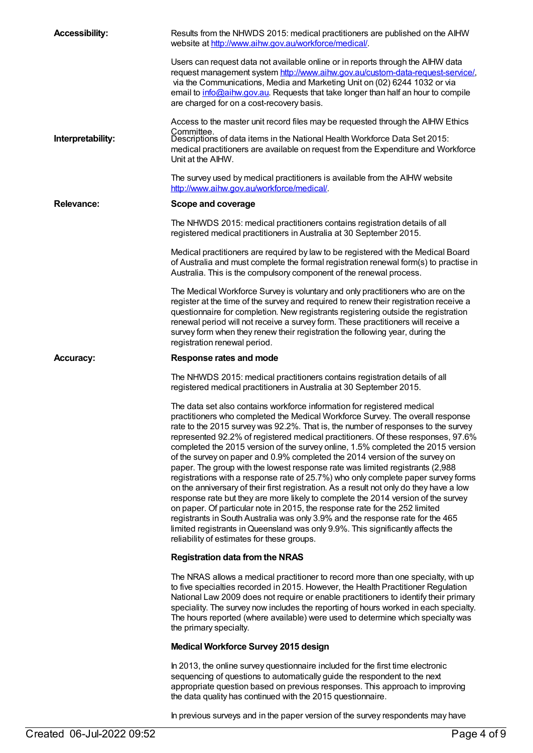**Accessibility:**

Results from the NHWDS 2015: medical practitioners are published on the AIHW website at http://www.aihw.gov.au/workforce/medical/.

Users can request data not available online or in reports through the AIHW data request management system http://www.aihw.gov.au/custom-data-request-service/, via the Communications, Media and Marketing Unit on (02) 6244 1032 or via email to info@aihw.gov.au. Requests that take longer than half an hour to compile are charged for on a cost-recovery basis.

Access to the master unit record files may be requested through the AIHW Ethics Committee.

**Interpretability:**

Descriptions of data items in the National Health Workforce Data Set 2015: medical practitioners are available on request from the Expenditure and Workforce Unit at the AIHW.

The survey used by medical practitioners is available from the AIHW website http://www.aihw.gov.au/workforce/medical/.

**Relevance:**

**Scope and coverage**

The NHWDS 2015: medical practitioners contains registration details of all registered medical practitioners in Australia at 30 September 2015.

Medical practitioners are required by law to be registered with the Medical Board of Australia and must complete the formal registration renewal form(s) to practise in Australia. This is the compulsory component of the renewal process.

The Medical Workforce Survey is voluntary and only practitioners who are on the register at the time of the survey and required to renew their registration receive a questionnaire for completion. New registrants registering outside the registration renewal period will not receive a survey form. These practitioners will receive a survey form when they renew their registration the following year, during the registration renewal period.

**Accuracy:**

**Response rates and mode**

The NHWDS 2015: medical practitioners contains registration details of all registered medical practitioners in Australia at 30 September 2015.

The data set also contains workforce information for registered medical practitioners who completed the Medical Workforce Survey. The overall response rate to the 2015 survey was 92.2%. That is, the number of responses to the survey represented 92.2% of registered medical practitioners. Of these responses, 97.6% completed the 2015 version of the survey online, 1.5% completed the 2015 version of the survey on paper and 0.9% completed the 2014 version of the survey on paper. The group with the lowest response rate was limited registrants (2,988 registrations with a response rate of 25.7%) who only complete paper survey forms on the anniversary of their first registration. As a result not only do they have a low response rate but they are more likely to complete the 2014 version of the survey on paper. Of particular note in 2015, the response rate for the 252 limited registrants in South Australia was only 3.9% and the response rate for the 465 limited registrants in Queensland was only 9.9%. This significantly affects the reliability of estimates for these groups.

**Registration data from the NRAS**

The NRAS allows a medical practitioner to record more than one specialty, with up to five specialties recorded in 2015. However, the Health Practitioner Regulation National Law 2009 does not require or enable practitioners to identify their primary speciality. The survey now includes the reporting of hours worked in each specialty. The hours reported (where available) were used to determine which specialty was the primary specialty.

**Medical Workforce Survey 2015 design**

In 2013, the online survey questionnaire included for the first time electronic sequencing of questions to automatically guide the respondent to the next appropriate question based on previous responses. This approach to improving the data quality has continued with the 2015 questionnaire.

In previous surveys and in the paper version of the survey respondents may have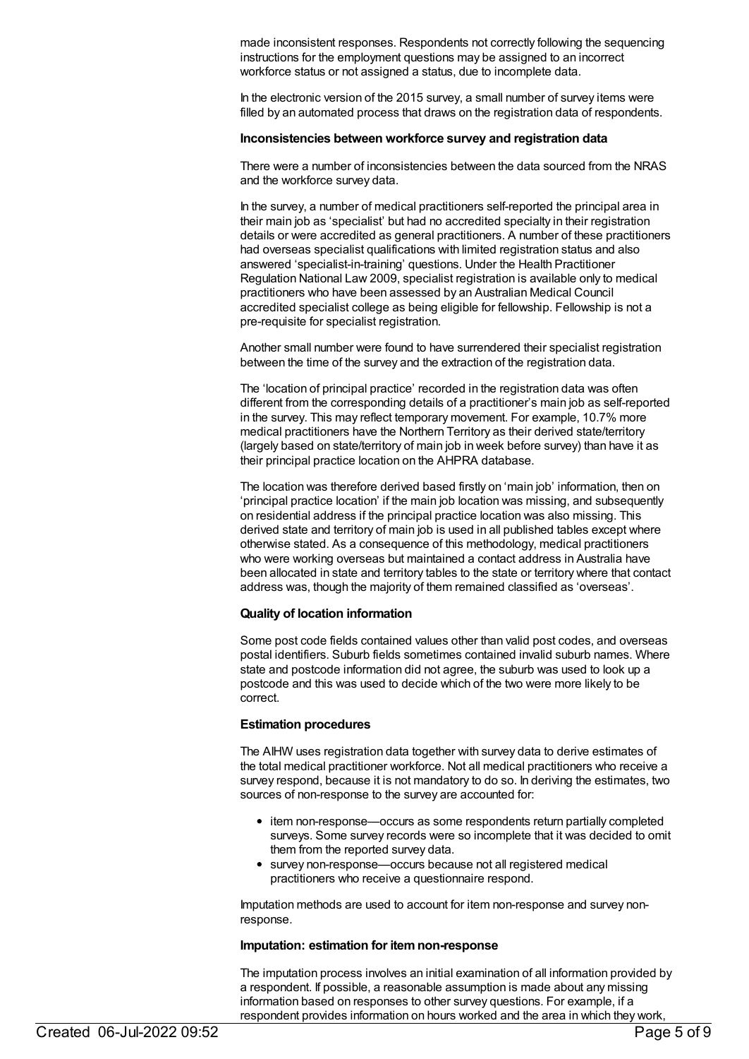made inconsistent responses. Respondents not correctly following the sequencing instructions for the employment questions may be assigned to an incorrect workforce status or not assigned a status, due to incomplete data.

In the electronic version of the 2015 survey, a small number of survey items were filled by an automated process that draws on the registration data of respondents.

**Inconsistencies between workforce survey and registration data**

There were a number of inconsistencies between the data sourced from the NRAS and the workforce survey data.

In the survey, a number of medical practitioners self-reported the principal area in their main job as 'specialist' but had no accredited specialty in their registration details or were accredited as general practitioners. A number of these practitioners had overseas specialist qualifications with limited registration status and also answered 'specialist-in-training' questions. Under the Health Practitioner Regulation National Law 2009, specialist registration is available only to medical practitioners who have been assessed by an Australian Medical Council accredited specialist college as being eligible for fellowship. Fellowship is not a pre-requisite for specialist registration.

Another small number were found to have surrendered their specialist registration between the time of the survey and the extraction of the registration data.

The 'location of principal practice' recorded in the registration data was often different from the corresponding details of a practitioner's main job as self-reported in the survey. This may reflect temporary movement. For example, 10.7% more medical practitioners have the Northern Territory as their derived state/territory (largely based on state/territory of main job in week before survey) than have it as their principal practice location on the AHPRA database.

The location was therefore derived based firstly on 'main job' information, then on 'principal practice location' if the main job location was missing, and subsequently on residential address if the principal practice location was also missing. This derived state and territory of main job is used in all published tables except where otherwise stated. As a consequence of this methodology, medical practitioners who were working overseas but maintained a contact address in Australia have been allocated in state and territory tables to the state or territory where that contact address was, though the majority of them remained classified as 'overseas'.

**Quality of location information**

Some post code fields contained values other than valid post codes, and overseas postal identifiers. Suburb fields sometimes contained invalid suburb names. Where state and postcode information did not agree, the suburb was used to look up a postcode and this was used to decide which of the two were more likely to be correct.

**Estimation procedures**

The AIHW uses registration data together with survey data to derive estimates of the total medical practitioner workforce. Not all medical practitioners who receive a survey respond, because it is not mandatory to do so. In deriving the estimates, two sources of non-response to the survey are accounted for:

- item non-response—occurs as some respondents return partially completed surveys. Some survey records were so incomplete that it was decided to omit them from the reported survey data.
- survey non-response—occurs because not all registered medical practitioners who receive a questionnaire respond.

Imputation methods are used to account for item non-response and survey non-response.

**Imputation: estimation for item non-response**

The imputation process involves an initial examination of all information provided by a respondent. If possible, a reasonable assumption is made about any missing information based on responses to other survey questions. For example, if a respondent provides information on hours worked and the area in which they work,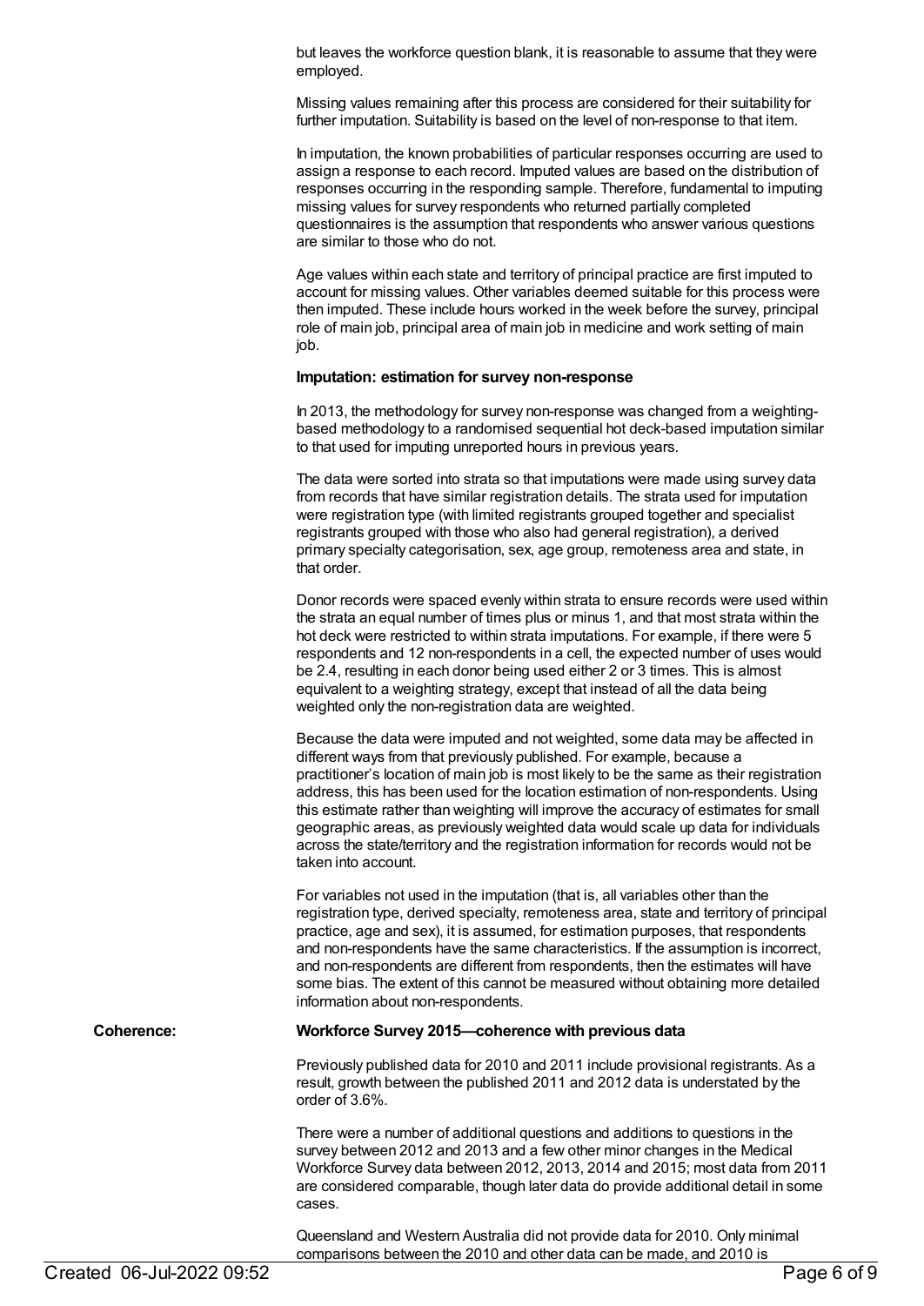but leaves the workforce question blank, it is reasonable to assume that they were employed.

Missing values remaining after this process are considered for their suitability for further imputation. Suitability is based on the level of non-response to that item.

In imputation, the known probabilities of particular responses occurring are used to assign a response to each record. Imputed values are based on the distribution of responses occurring in the responding sample. Therefore, fundamental to imputing missing values for survey respondents who returned partially completed questionnaires is the assumption that respondents who answer various questions are similar to those who do not.

Age values within each state and territory of principal practice are first imputed to account for missing values. Other variables deemed suitable for this process were then imputed. These include hours worked in the week before the survey, principal role of main job, principal area of main job in medicine and work setting of main job.

**Imputation: estimation for survey non-response**

In 2013, the methodology for survey non-response was changed from a weighting-based methodology to a randomised sequential hot deck-based imputation similar to that used for imputing unreported hours in previous years.

The data were sorted into strata so that imputations were made using survey data from records that have similar registration details. The strata used for imputation were registration type (with limited registrants grouped together and specialist registrants grouped with those who also had general registration), a derived primary specialty categorisation, sex, age group, remoteness area and state, in that order.

Donor records were spaced evenly within strata to ensure records were used within the strata an equal number of times plus or minus 1, and that most strata within the hot deck were restricted to within strata imputations. For example, if there were 5 respondents and 12 non-respondents in a cell, the expected number of uses would be 2.4, resulting in each donor being used either 2 or 3 times. This is almost equivalent to a weighting strategy, except that instead of all the data being weighted only the non-registration data are weighted.

Because the data were imputed and not weighted, some data may be affected in different ways from that previously published. For example, because a practitioner's location of main job is most likely to be the same as their registration address, this has been used for the location estimation of non-respondents. Using this estimate rather than weighting will improve the accuracy of estimates for small geographic areas, as previously weighted data would scale up data for individuals across the state/territory and the registration information for records would not be taken into account.

For variables not used in the imputation (that is, all variables other than the registration type, derived specialty, remoteness area, state and territory of principal practice, age and sex), it is assumed, for estimation purposes, that respondents and non-respondents have the same characteristics. If the assumption is incorrect, and non-respondents are different from respondents, then the estimates will have some bias. The extent of this cannot be measured without obtaining more detailed information about non-respondents.

**Coherence:**

**Workforce Survey 2015—coherence with previous data**

Previously published data for 2010 and 2011 include provisional registrants. As a result, growth between the published 2011 and 2012 data is understated by the order of 3.6%.

There were a number of additional questions and additions to questions in the survey between 2012 and 2013 and a few other minor changes in the Medical Workforce Survey data between 2012, 2013, 2014 and 2015; most data from 2011 are considered comparable, though later data do provide additional detail in some cases.

Queensland and Western Australia did not provide data for 2010. Only minimal comparisons between the 2010 and other data can be made, and 2010 is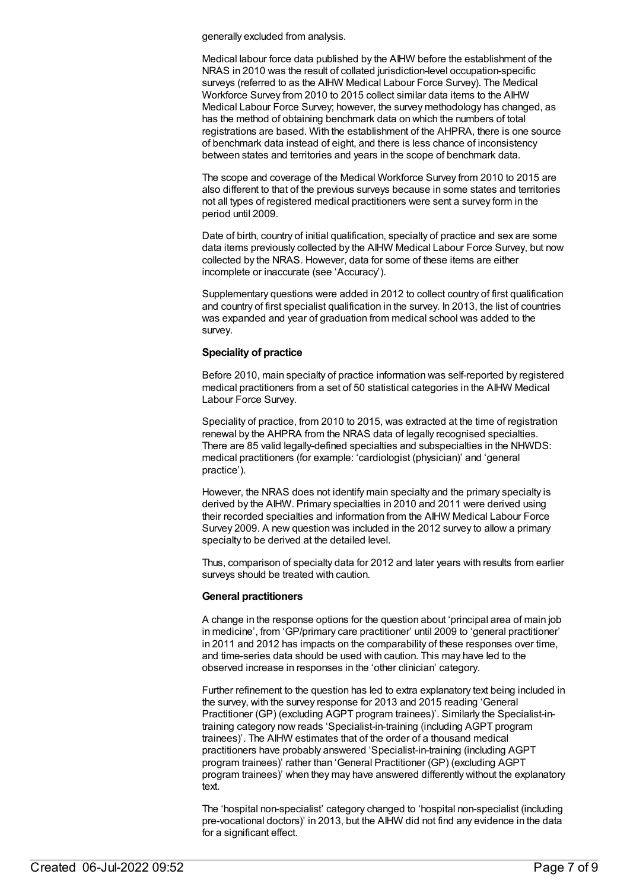generally excluded from analysis.

Medical labour force data published by the AIHW before the establishment of the NRAS in 2010 was the result of collated jurisdiction-level occupation-specific surveys (referred to as the AIHW Medical Labour Force Survey). The Medical Workforce Survey from 2010 to 2015 collect similar data items to the AIHW Medical Labour Force Survey; however, the survey methodology has changed, as has the method of obtaining benchmark data on which the numbers of total registrations are based. With the establishment of the AHPRA, there is one source of benchmark data instead of eight, and there is less chance of inconsistency between states and territories and years in the scope of benchmark data.

The scope and coverage of the Medical Workforce Survey from 2010 to 2015 are also different to that of the previous surveys because in some states and territories not all types of registered medical practitioners were sent a survey form in the period until 2009.

Date of birth, country of initial qualification, specialty of practice and sex are some data items previously collected by the AIHW Medical Labour Force Survey, but now collected by the NRAS. However, data for some of these items are either incomplete or inaccurate (see 'Accuracy').

Supplementary questions were added in 2012 to collect country of first qualification and country of first specialist qualification in the survey. In 2013, the list of countries was expanded and year of graduation from medical school was added to the survey.

**Speciality of practice**

Before 2010, main specialty of practice information was self-reported by registered medical practitioners from a set of 50 statistical categories in the AIHW Medical Labour Force Survey.

Speciality of practice, from 2010 to 2015, was extracted at the time of registration renewal by the AHPRA from the NRAS data of legally recognised specialties. There are 85 valid legally-defined specialties and subspecialties in the NHWDS: medical practitioners (for example: 'cardiologist (physician)' and 'general practice').

However, the NRAS does not identify main specialty and the primary specialty is derived by the AIHW. Primary specialties in 2010 and 2011 were derived using their recorded specialties and information from the AIHW Medical Labour Force Survey 2009. A new question was included in the 2012 survey to allow a primary specialty to be derived at the detailed level.

Thus, comparison of specialty data for 2012 and later years with results from earlier surveys should be treated with caution.

**General practitioners**

A change in the response options for the question about 'principal area of main job in medicine', from 'GP/primary care practitioner' until 2009 to 'general practitioner' in 2011 and 2012 has impacts on the comparability of these responses over time, and time-series data should be used with caution. This may have led to the observed increase in responses in the 'other clinician' category.

Further refinement to the question has led to extra explanatory text being included in the survey, with the survey response for 2013 and 2015 reading 'General Practitioner (GP) (excluding AGPT program trainees)'. Similarly the Specialist-in-training category now reads 'Specialist-in-training (including AGPT program trainees)'. The AIHW estimates that of the order of a thousand medical practitioners have probably answered 'Specialist-in-training (including AGPT program trainees)' rather than 'General Practitioner (GP) (excluding AGPT program trainees)' when they may have answered differently without the explanatory text.

The 'hospital non-specialist' category changed to 'hospital non-specialist (including pre-vocational doctors)' in 2013, but the AIHW did not find any evidence in the data for a significant effect.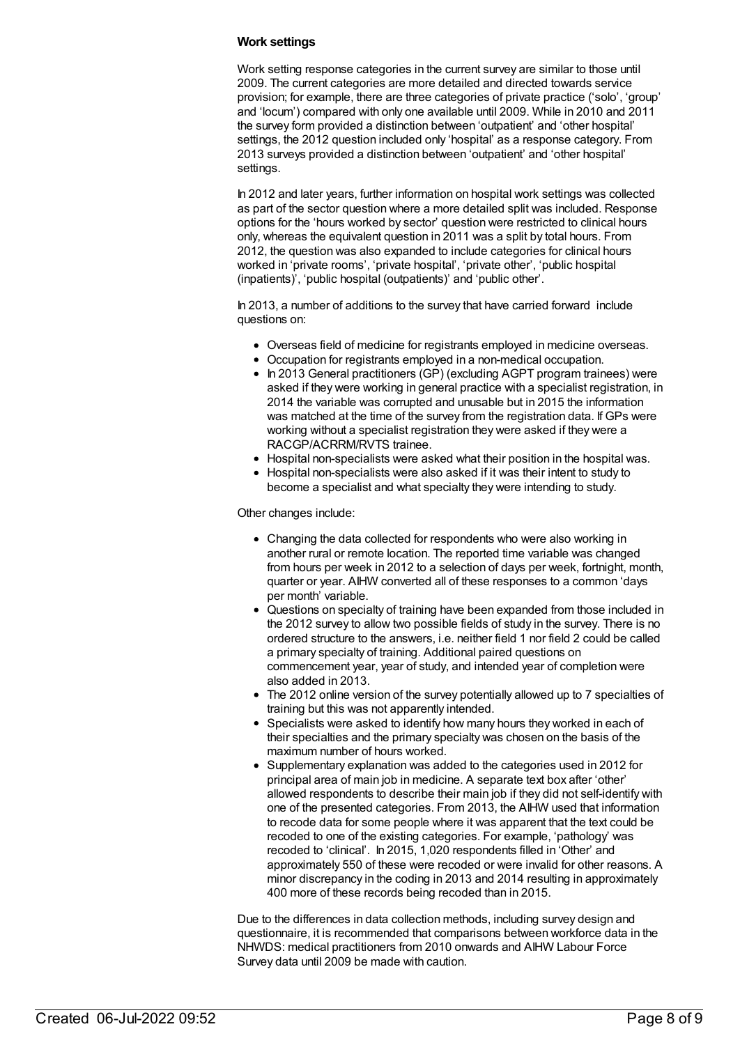**Work settings**

Work setting response categories in the current survey are similar to those until 2009. The current categories are more detailed and directed towards service provision; for example, there are three categories of private practice ('solo', 'group' and 'locum') compared with only one available until 2009. While in 2010 and 2011 the survey form provided a distinction between 'outpatient' and 'other hospital' settings, the 2012 question included only 'hospital' as a response category. From 2013 surveys provided a distinction between 'outpatient' and 'other hospital' settings.

In 2012 and later years, further information on hospital work settings was collected as part of the sector question where a more detailed split was included. Response options for the 'hours worked by sector' question were restricted to clinical hours only, whereas the equivalent question in 2011 was a split by total hours. From 2012, the question was also expanded to include categories for clinical hours worked in 'private rooms', 'private hospital', 'private other', 'public hospital (inpatients)', 'public hospital (outpatients)' and 'public other'.

In 2013, a number of additions to the survey that have carried forward include questions on:

- Overseas field of medicine for registrants employed in medicine overseas.
- Occupation for registrants employed in a non-medical occupation.
- In 2013 General practitioners (GP) (excluding AGPT program trainees) were asked if they were working in general practice with a specialist registration, in 2014 the variable was corrupted and unusable but in 2015 the information was matched at the time of the survey from the registration data. If GPs were working without a specialist registration they were asked if they were a RACGP/ACRRM/RVTS trainee.
- Hospital non-specialists were asked what their position in the hospital was.
- Hospital non-specialists were also asked if it was their intent to study to become a specialist and what specialty they were intending to study.

Other changes include:

- Changing the data collected for respondents who were also working in another rural or remote location. The reported time variable was changed from hours per week in 2012 to a selection of days per week, fortnight, month, quarter or year. AIHW converted all of these responses to a common 'days per month' variable.
- Questions on specialty of training have been expanded from those included in the 2012 survey to allow two possible fields of study in the survey. There is no ordered structure to the answers, i.e. neither field 1 nor field 2 could be called a primary specialty of training. Additional paired questions on commencement year, year of study, and intended year of completion were also added in 2013.
- The 2012 online version of the survey potentially allowed up to 7 specialties of training but this was not apparently intended.
- Specialists were asked to identify how many hours they worked in each of their specialties and the primary specialty was chosen on the basis of the maximum number of hours worked.
- Supplementary explanation was added to the categories used in 2012 for principal area of main job in medicine. A separate text box after 'other' allowed respondents to describe their main job if they did not self-identify with one of the presented categories. From 2013, the AIHW used that information to recode data for some people where it was apparent that the text could be recoded to one of the existing categories. For example, 'pathology' was recoded to 'clinical'. In 2015, 1,020 respondents filled in 'Other' and approximately 550 of these were recoded or were invalid for other reasons. A minor discrepancy in the coding in 2013 and 2014 resulting in approximately 400 more of these records being recoded than in 2015.

Due to the differences in data collection methods, including survey design and questionnaire, it is recommended that comparisons between workforce data in the NHWDS: medical practitioners from 2010 onwards and AIHW Labour Force Survey data until 2009 be made with caution.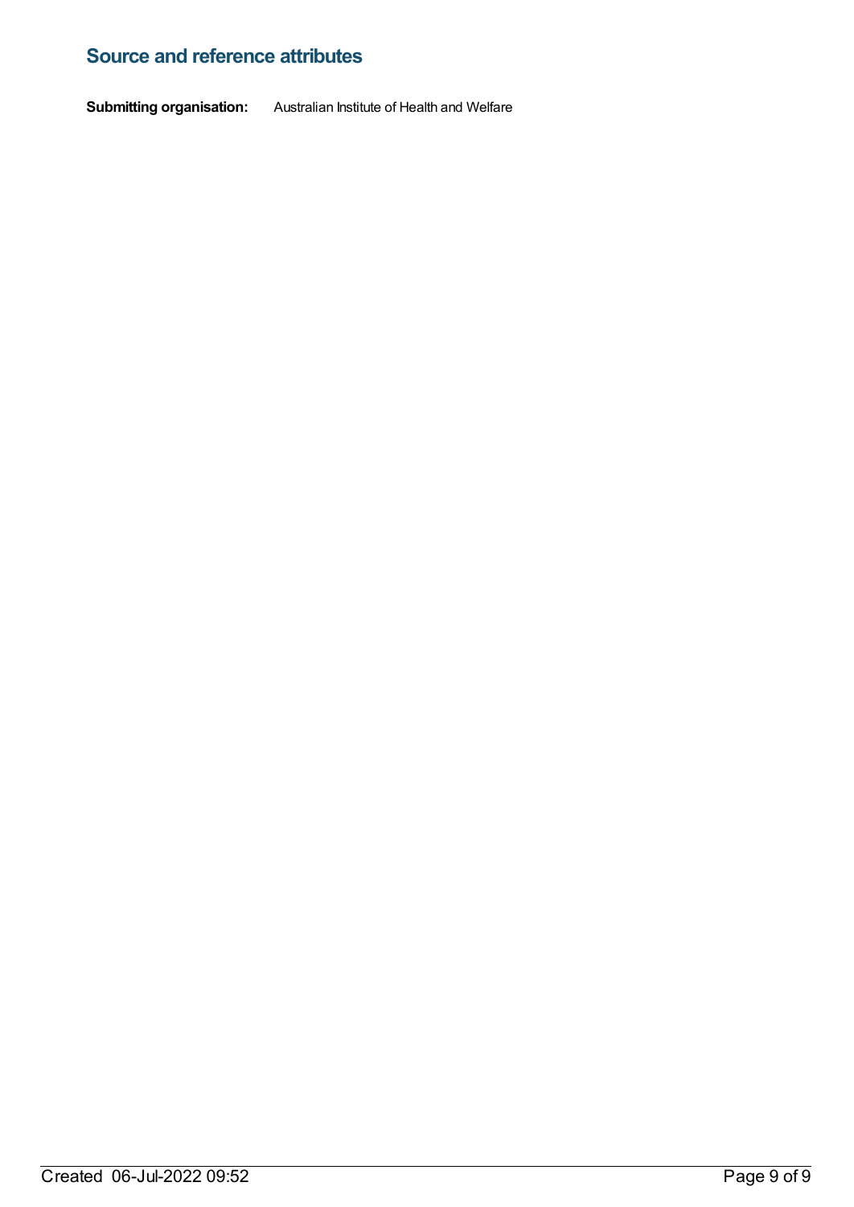## Source and reference attributes

**Submitting organisation:** Australian Institute of Health and Welfare